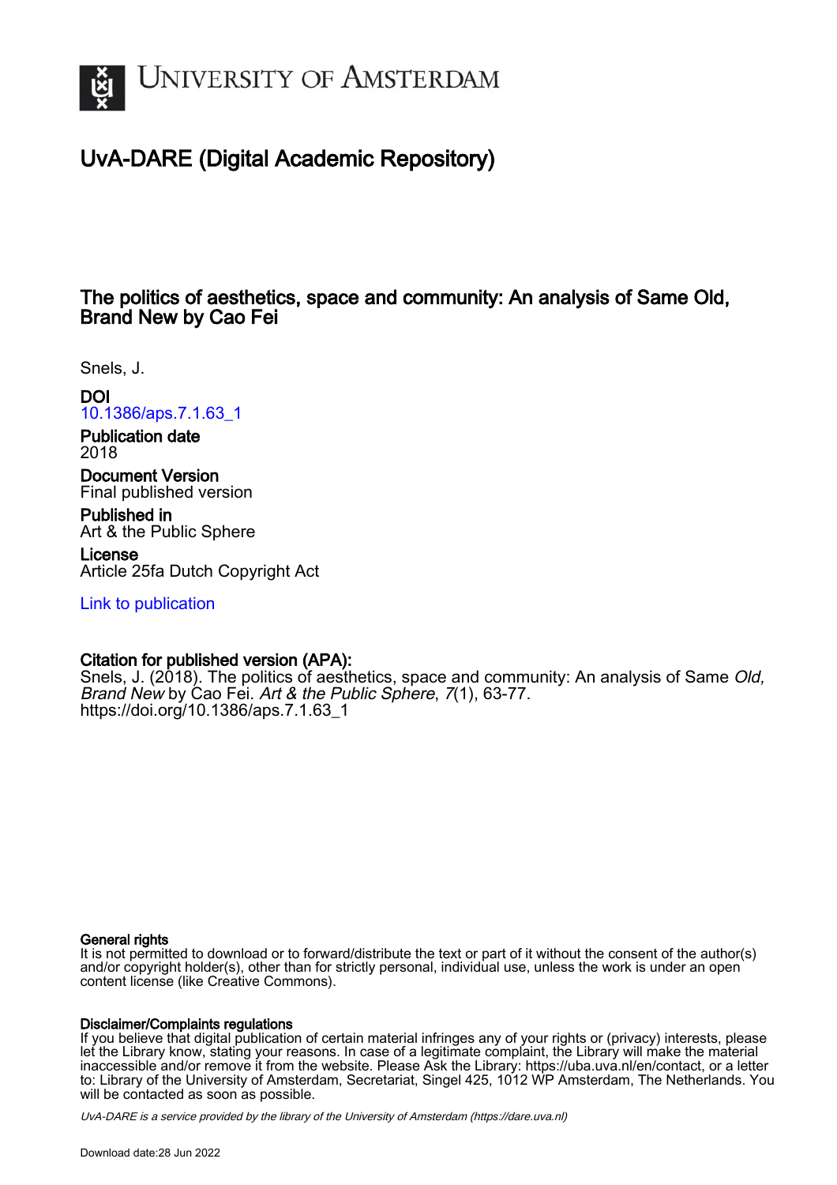# UvA-DARE (Digital Academic Repository)

## The politics of aesthetics, space and community: An analysis of Same Old, Brand New by Cao Fei

Snels, J.

**DOI**
10.1386/aps.7.1.63_1

**Publication date**
2018

**Document Version**
Final published version

**Published in**
Art & the Public Sphere

**License**
Article 25fa Dutch Copyright Act

Link to publication

**Citation for published version (APA):**
Snels, J. (2018). The politics of aesthetics, space and community: An analysis of Same *Old, Brand New* by Cao Fei. *Art & the Public Sphere*, *7*(1), 63-77. https://doi.org/10.1386/aps.7.1.63_1

**General rights**
It is not permitted to download or to forward/distribute the text or part of it without the consent of the author(s) and/or copyright holder(s), other than for strictly personal, individual use, unless the work is under an open content license (like Creative Commons).

**Disclaimer/Complaints regulations**
If you believe that digital publication of certain material infringes any of your rights or (privacy) interests, please let the Library know, stating your reasons. In case of a legitimate complaint, the Library will make the material inaccessible and/or remove it from the website. Please Ask the Library: https://uba.uva.nl/en/contact, or a letter to: Library of the University of Amsterdam, Secretariat, Singel 425, 1012 WP Amsterdam, The Netherlands. You will be contacted as soon as possible.

*UvA-DARE is a service provided by the library of the University of Amsterdam (https://dare.uva.nl)*

Download date:28 Jun 2022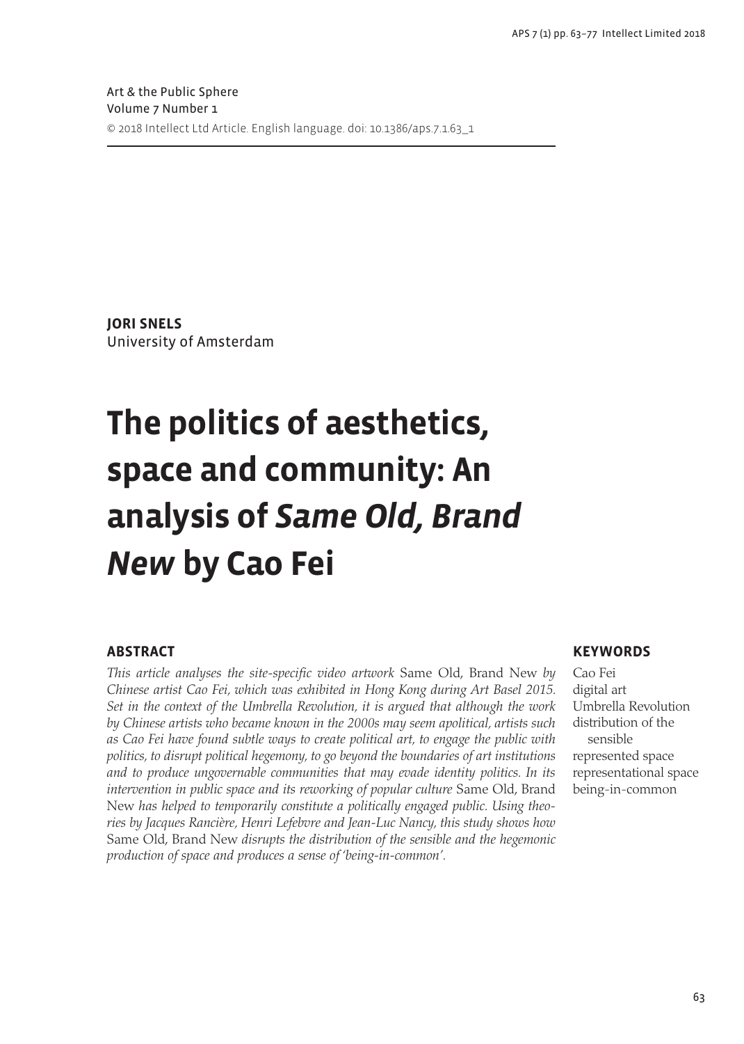Art & the Public Sphere
Volume 7 Number 1
© 2018 Intellect Ltd Article. English language. doi: 10.1386/aps.7.1.63_1

**JORI SNELS**
University of Amsterdam

# The politics of aesthetics, space and community: An analysis of *Same Old, Brand New* by Cao Fei

## ABSTRACT

*This article analyses the site-specific video artwork* Same Old, Brand New *by Chinese artist Cao Fei, which was exhibited in Hong Kong during Art Basel 2015. Set in the context of the Umbrella Revolution, it is argued that although the work by Chinese artists who became known in the 2000s may seem apolitical, artists such as Cao Fei have found subtle ways to create political art, to engage the public with politics, to disrupt political hegemony, to go beyond the boundaries of art institutions and to produce ungovernable communities that may evade identity politics. In its intervention in public space and its reworking of popular culture* Same Old, Brand New *has helped to temporarily constitute a politically engaged public. Using theories by Jacques Rancière, Henri Lefebvre and Jean-Luc Nancy, this study shows how* Same Old, Brand New *disrupts the distribution of the sensible and the hegemonic production of space and produces a sense of 'being-in-common'.*

## KEYWORDS

Cao Fei
digital art
Umbrella Revolution
distribution of the sensible
represented space
representational space
being-in-common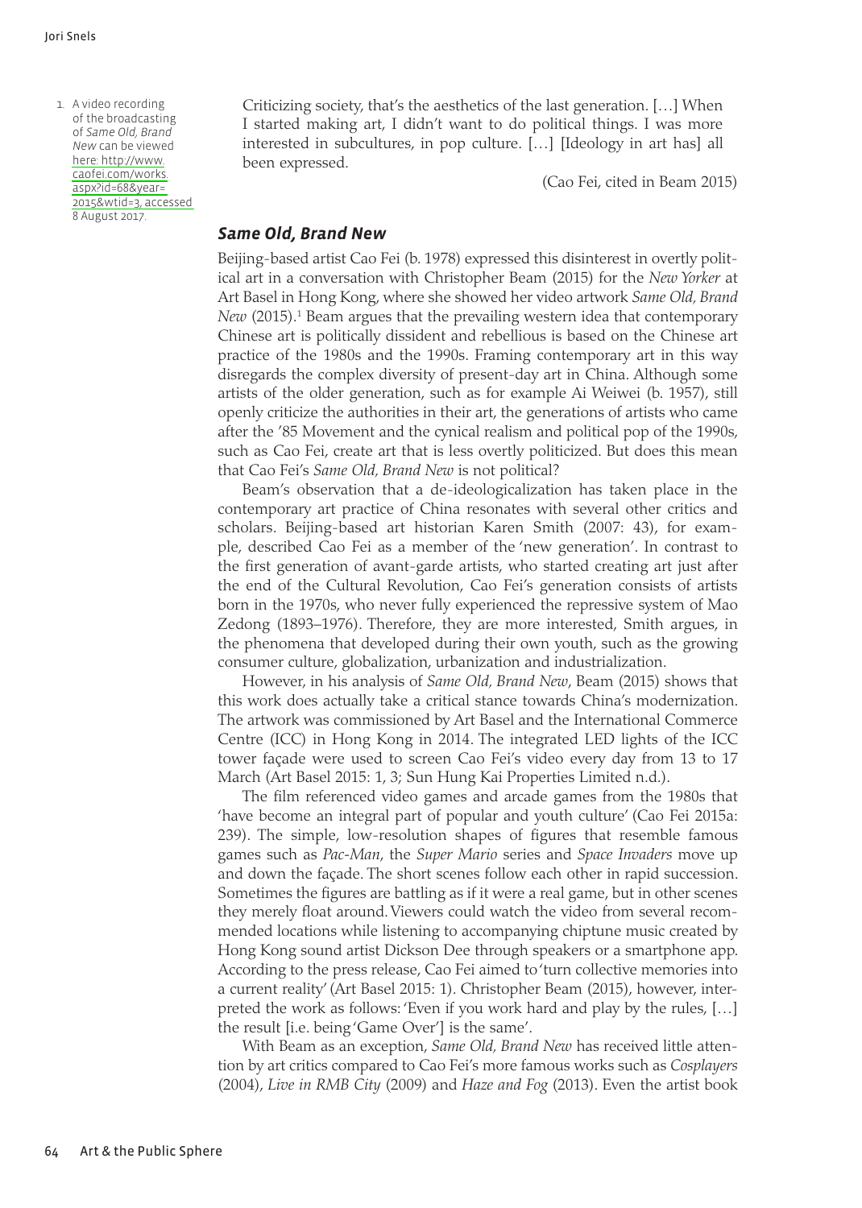> Criticizing society, that's the aesthetics of the last generation. […] When I started making art, I didn't want to do political things. I was more interested in subcultures, in pop culture. […] [Ideology in art has] all been expressed.
>
> (Cao Fei, cited in Beam 2015)

## *Same Old, Brand New*

Beijing-based artist Cao Fei (b. 1978) expressed this disinterest in overtly political art in a conversation with Christopher Beam (2015) for the *New Yorker* at Art Basel in Hong Kong, where she showed her video artwork *Same Old, Brand New* (2015).[1] Beam argues that the prevailing western idea that contemporary Chinese art is politically dissident and rebellious is based on the Chinese art practice of the 1980s and the 1990s. Framing contemporary art in this way disregards the complex diversity of present-day art in China. Although some artists of the older generation, such as for example Ai Weiwei (b. 1957), still openly criticize the authorities in their art, the generations of artists who came after the '85 Movement and the cynical realism and political pop of the 1990s, such as Cao Fei, create art that is less overtly politicized. But does this mean that Cao Fei's *Same Old, Brand New* is not political?

Beam's observation that a de-ideologicalization has taken place in the contemporary art practice of China resonates with several other critics and scholars. Beijing-based art historian Karen Smith (2007: 43), for example, described Cao Fei as a member of the 'new generation'. In contrast to the first generation of avant-garde artists, who started creating art just after the end of the Cultural Revolution, Cao Fei's generation consists of artists born in the 1970s, who never fully experienced the repressive system of Mao Zedong (1893–1976). Therefore, they are more interested, Smith argues, in the phenomena that developed during their own youth, such as the growing consumer culture, globalization, urbanization and industrialization.

However, in his analysis of *Same Old, Brand New*, Beam (2015) shows that this work does actually take a critical stance towards China's modernization. The artwork was commissioned by Art Basel and the International Commerce Centre (ICC) in Hong Kong in 2014. The integrated LED lights of the ICC tower façade were used to screen Cao Fei's video every day from 13 to 17 March (Art Basel 2015: 1, 3; Sun Hung Kai Properties Limited n.d.).

The film referenced video games and arcade games from the 1980s that 'have become an integral part of popular and youth culture' (Cao Fei 2015a: 239). The simple, low-resolution shapes of figures that resemble famous games such as *Pac-Man*, the *Super Mario* series and *Space Invaders* move up and down the façade. The short scenes follow each other in rapid succession. Sometimes the figures are battling as if it were a real game, but in other scenes they merely float around. Viewers could watch the video from several recommended locations while listening to accompanying chiptune music created by Hong Kong sound artist Dickson Dee through speakers or a smartphone app. According to the press release, Cao Fei aimed to 'turn collective memories into a current reality' (Art Basel 2015: 1). Christopher Beam (2015), however, interpreted the work as follows: 'Even if you work hard and play by the rules, […] the result [i.e. being 'Game Over'] is the same'.

With Beam as an exception, *Same Old, Brand New* has received little attention by art critics compared to Cao Fei's more famous works such as *Cosplayers* (2004), *Live in RMB City* (2009) and *Haze and Fog* (2013). Even the artist book

1. A video recording of the broadcasting of *Same Old, Brand New* can be viewed here: http://www.caofei.com/works.aspx?id=68&year=2015&wtid=3, accessed 8 August 2017.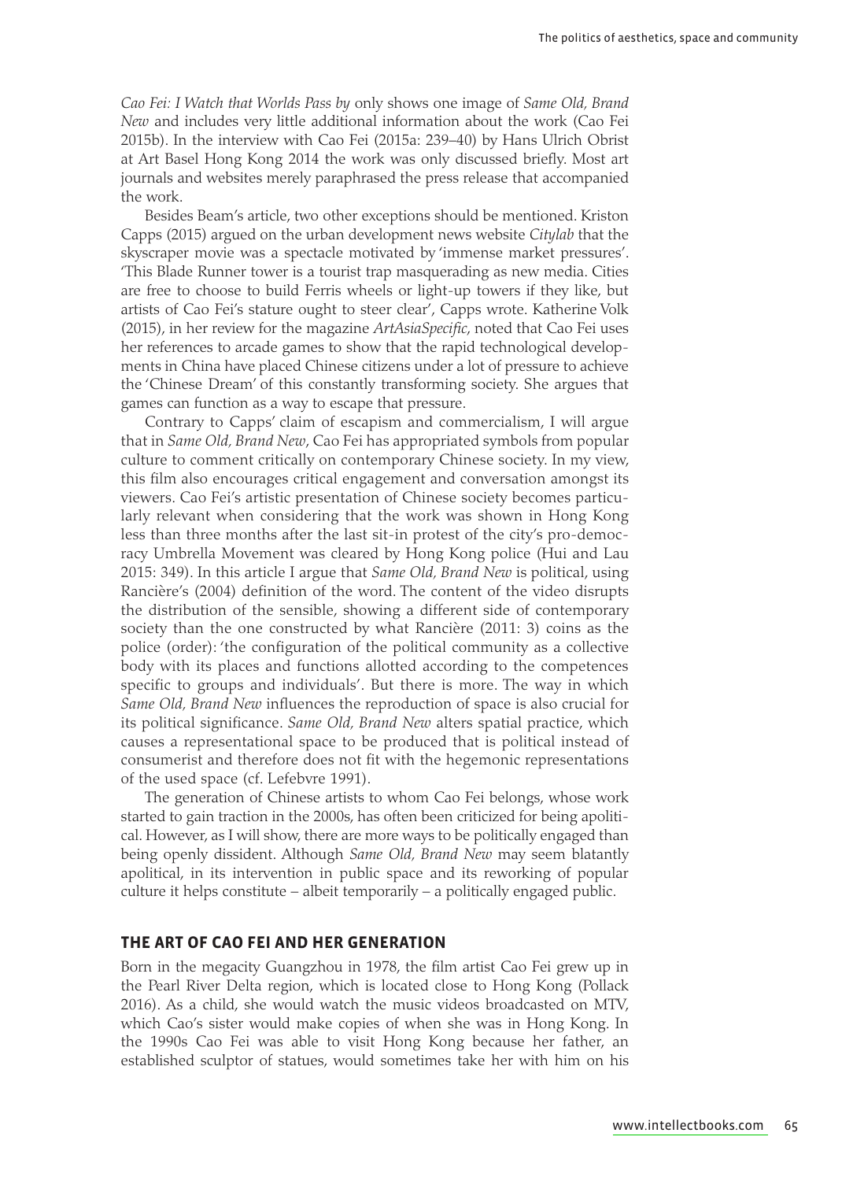*Cao Fei: I Watch that Worlds Pass by* only shows one image of *Same Old, Brand New* and includes very little additional information about the work (Cao Fei 2015b). In the interview with Cao Fei (2015a: 239–40) by Hans Ulrich Obrist at Art Basel Hong Kong 2014 the work was only discussed briefly. Most art journals and websites merely paraphrased the press release that accompanied the work.

Besides Beam's article, two other exceptions should be mentioned. Kriston Capps (2015) argued on the urban development news website *Citylab* that the skyscraper movie was a spectacle motivated by 'immense market pressures'. 'This Blade Runner tower is a tourist trap masquerading as new media. Cities are free to choose to build Ferris wheels or light-up towers if they like, but artists of Cao Fei's stature ought to steer clear', Capps wrote. Katherine Volk (2015), in her review for the magazine *ArtAsiaSpecific*, noted that Cao Fei uses her references to arcade games to show that the rapid technological developments in China have placed Chinese citizens under a lot of pressure to achieve the 'Chinese Dream' of this constantly transforming society. She argues that games can function as a way to escape that pressure.

Contrary to Capps' claim of escapism and commercialism, I will argue that in *Same Old, Brand New*, Cao Fei has appropriated symbols from popular culture to comment critically on contemporary Chinese society. In my view, this film also encourages critical engagement and conversation amongst its viewers. Cao Fei's artistic presentation of Chinese society becomes particularly relevant when considering that the work was shown in Hong Kong less than three months after the last sit-in protest of the city's pro-democracy Umbrella Movement was cleared by Hong Kong police (Hui and Lau 2015: 349). In this article I argue that *Same Old, Brand New* is political, using Rancière's (2004) definition of the word. The content of the video disrupts the distribution of the sensible, showing a different side of contemporary society than the one constructed by what Rancière (2011: 3) coins as the police (order): 'the configuration of the political community as a collective body with its places and functions allotted according to the competences specific to groups and individuals'. But there is more. The way in which *Same Old, Brand New* influences the reproduction of space is also crucial for its political significance. *Same Old, Brand New* alters spatial practice, which causes a representational space to be produced that is political instead of consumerist and therefore does not fit with the hegemonic representations of the used space (cf. Lefebvre 1991).

The generation of Chinese artists to whom Cao Fei belongs, whose work started to gain traction in the 2000s, has often been criticized for being apolitical. However, as I will show, there are more ways to be politically engaged than being openly dissident. Although *Same Old, Brand New* may seem blatantly apolitical, in its intervention in public space and its reworking of popular culture it helps constitute – albeit temporarily – a politically engaged public.

## THE ART OF CAO FEI AND HER GENERATION

Born in the megacity Guangzhou in 1978, the film artist Cao Fei grew up in the Pearl River Delta region, which is located close to Hong Kong (Pollack 2016). As a child, she would watch the music videos broadcasted on MTV, which Cao's sister would make copies of when she was in Hong Kong. In the 1990s Cao Fei was able to visit Hong Kong because her father, an established sculptor of statues, would sometimes take her with him on his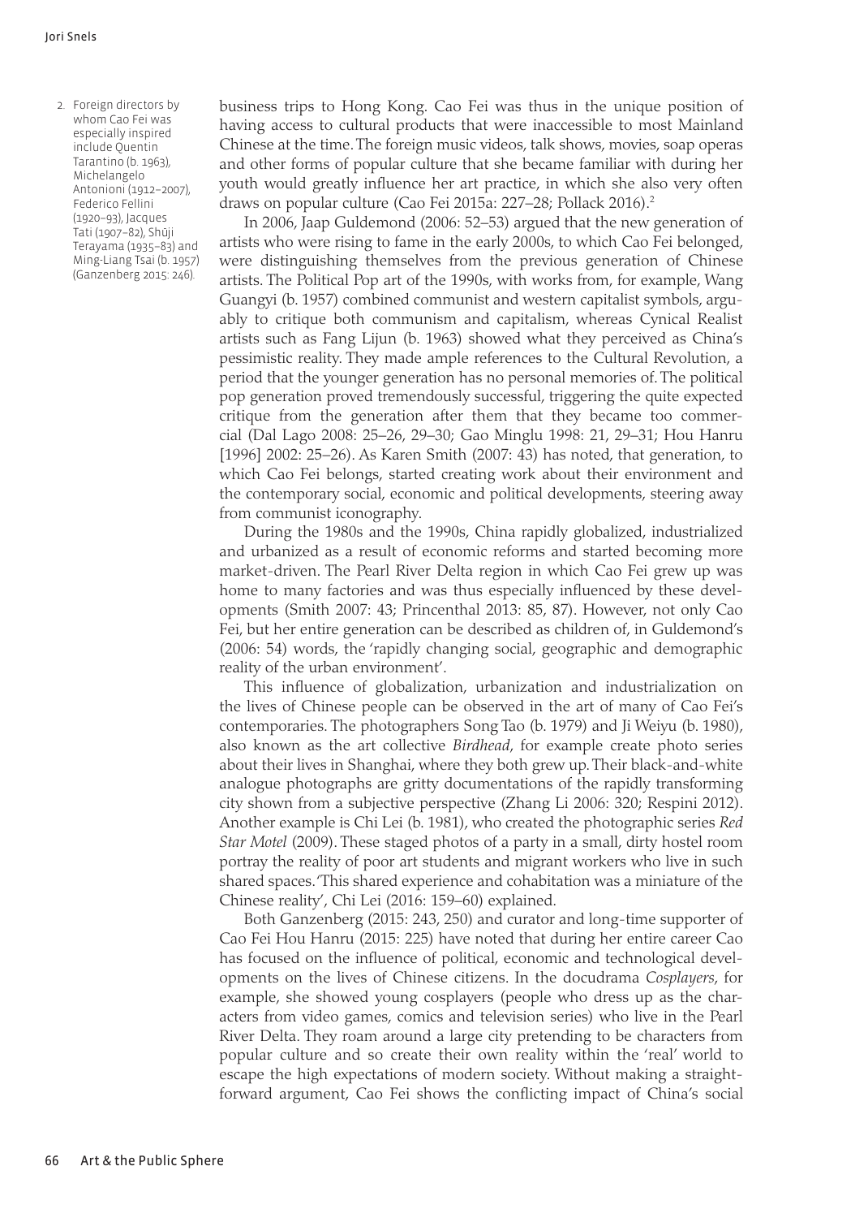business trips to Hong Kong. Cao Fei was thus in the unique position of having access to cultural products that were inaccessible to most Mainland Chinese at the time. The foreign music videos, talk shows, movies, soap operas and other forms of popular culture that she became familiar with during her youth would greatly influence her art practice, in which she also very often draws on popular culture (Cao Fei 2015a: 227–28; Pollack 2016).[2]

In 2006, Jaap Guldemond (2006: 52–53) argued that the new generation of artists who were rising to fame in the early 2000s, to which Cao Fei belonged, were distinguishing themselves from the previous generation of Chinese artists. The Political Pop art of the 1990s, with works from, for example, Wang Guangyi (b. 1957) combined communist and western capitalist symbols, arguably to critique both communism and capitalism, whereas Cynical Realist artists such as Fang Lijun (b. 1963) showed what they perceived as China's pessimistic reality. They made ample references to the Cultural Revolution, a period that the younger generation has no personal memories of. The political pop generation proved tremendously successful, triggering the quite expected critique from the generation after them that they became too commercial (Dal Lago 2008: 25–26, 29–30; Gao Minglu 1998: 21, 29–31; Hou Hanru [1996] 2002: 25–26). As Karen Smith (2007: 43) has noted, that generation, to which Cao Fei belongs, started creating work about their environment and the contemporary social, economic and political developments, steering away from communist iconography.

During the 1980s and the 1990s, China rapidly globalized, industrialized and urbanized as a result of economic reforms and started becoming more market-driven. The Pearl River Delta region in which Cao Fei grew up was home to many factories and was thus especially influenced by these developments (Smith 2007: 43; Princenthal 2013: 85, 87). However, not only Cao Fei, but her entire generation can be described as children of, in Guldemond's (2006: 54) words, the 'rapidly changing social, geographic and demographic reality of the urban environment'.

This influence of globalization, urbanization and industrialization on the lives of Chinese people can be observed in the art of many of Cao Fei's contemporaries. The photographers Song Tao (b. 1979) and Ji Weiyu (b. 1980), also known as the art collective *Birdhead*, for example create photo series about their lives in Shanghai, where they both grew up. Their black-and-white analogue photographs are gritty documentations of the rapidly transforming city shown from a subjective perspective (Zhang Li 2006: 320; Respini 2012). Another example is Chi Lei (b. 1981), who created the photographic series *Red Star Motel* (2009). These staged photos of a party in a small, dirty hostel room portray the reality of poor art students and migrant workers who live in such shared spaces. 'This shared experience and cohabitation was a miniature of the Chinese reality', Chi Lei (2016: 159–60) explained.

Both Ganzenberg (2015: 243, 250) and curator and long-time supporter of Cao Fei Hou Hanru (2015: 225) have noted that during her entire career Cao has focused on the influence of political, economic and technological developments on the lives of Chinese citizens. In the docudrama *Cosplayers*, for example, she showed young cosplayers (people who dress up as the characters from video games, comics and television series) who live in the Pearl River Delta. They roam around a large city pretending to be characters from popular culture and so create their own reality within the 'real' world to escape the high expectations of modern society. Without making a straightforward argument, Cao Fei shows the conflicting impact of China's social

2. Foreign directors by whom Cao Fei was especially inspired include Quentin Tarantino (b. 1963), Michelangelo Antonioni (1912–2007), Federico Fellini (1920–93), Jacques Tati (1907–82), Shūji Terayama (1935–83) and Ming-Liang Tsai (b. 1957) (Ganzenberg 2015: 246).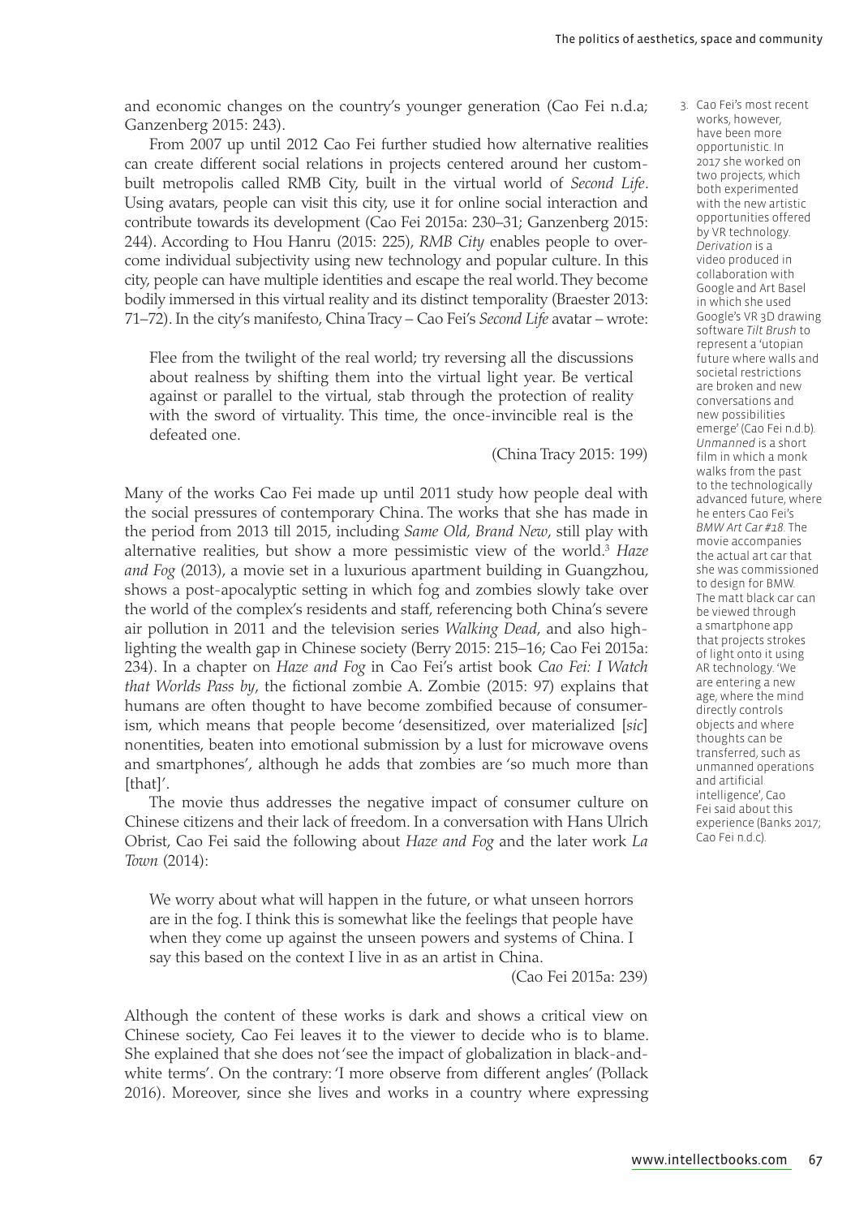and economic changes on the country's younger generation (Cao Fei n.d.a; Ganzenberg 2015: 243).

From 2007 up until 2012 Cao Fei further studied how alternative realities can create different social relations in projects centered around her custom-built metropolis called RMB City, built in the virtual world of *Second Life*. Using avatars, people can visit this city, use it for online social interaction and contribute towards its development (Cao Fei 2015a: 230–31; Ganzenberg 2015: 244). According to Hou Hanru (2015: 225), *RMB City* enables people to overcome individual subjectivity using new technology and popular culture. In this city, people can have multiple identities and escape the real world. They become bodily immersed in this virtual reality and its distinct temporality (Braester 2013: 71–72). In the city's manifesto, China Tracy – Cao Fei's *Second Life* avatar – wrote:

> Flee from the twilight of the real world; try reversing all the discussions about realness by shifting them into the virtual light year. Be vertical against or parallel to the virtual, stab through the protection of reality with the sword of virtuality. This time, the once-invincible real is the defeated one.
>
> (China Tracy 2015: 199)

Many of the works Cao Fei made up until 2011 study how people deal with the social pressures of contemporary China. The works that she has made in the period from 2013 till 2015, including *Same Old, Brand New*, still play with alternative realities, but show a more pessimistic view of the world.[3] *Haze and Fog* (2013), a movie set in a luxurious apartment building in Guangzhou, shows a post-apocalyptic setting in which fog and zombies slowly take over the world of the complex's residents and staff, referencing both China's severe air pollution in 2011 and the television series *Walking Dead*, and also highlighting the wealth gap in Chinese society (Berry 2015: 215–16; Cao Fei 2015a: 234). In a chapter on *Haze and Fog* in Cao Fei's artist book *Cao Fei: I Watch that Worlds Pass by*, the fictional zombie A. Zombie (2015: 97) explains that humans are often thought to have become zombified because of consumerism, which means that people become 'desensitized, over materialized [*sic*] nonentities, beaten into emotional submission by a lust for microwave ovens and smartphones', although he adds that zombies are 'so much more than [that]'.

The movie thus addresses the negative impact of consumer culture on Chinese citizens and their lack of freedom. In a conversation with Hans Ulrich Obrist, Cao Fei said the following about *Haze and Fog* and the later work *La Town* (2014):

> We worry about what will happen in the future, or what unseen horrors are in the fog. I think this is somewhat like the feelings that people have when they come up against the unseen powers and systems of China. I say this based on the context I live in as an artist in China.
>
> (Cao Fei 2015a: 239)

Although the content of these works is dark and shows a critical view on Chinese society, Cao Fei leaves it to the viewer to decide who is to blame. She explained that she does not 'see the impact of globalization in black-and-white terms'. On the contrary: 'I more observe from different angles' (Pollack 2016). Moreover, since she lives and works in a country where expressing

3. Cao Fei's most recent works, however, have been more opportunistic. In 2017 she worked on two projects, which both experimented with the new artistic opportunities offered by VR technology. *Derivation* is a video produced in collaboration with Google and Art Basel in which she used Google's VR 3D drawing software *Tilt Brush* to represent a 'utopian future where walls and societal restrictions are broken and new conversations and new possibilities emerge' (Cao Fei n.d.b). *Unmanned* is a short film in which a monk walks from the past to the technologically advanced future, where he enters Cao Fei's *BMW Art Car #18*. The movie accompanies the actual art car that she was commissioned to design for BMW. The matt black car can be viewed through a smartphone app that projects strokes of light onto it using AR technology. 'We are entering a new age, where the mind directly controls objects and where thoughts can be transferred, such as unmanned operations and artificial intelligence', Cao Fei said about this experience (Banks 2017; Cao Fei n.d.c).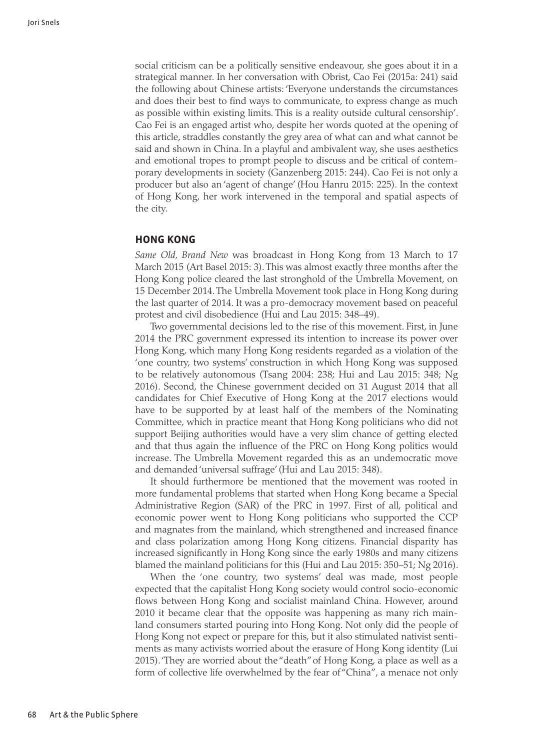social criticism can be a politically sensitive endeavour, she goes about it in a strategical manner. In her conversation with Obrist, Cao Fei (2015a: 241) said the following about Chinese artists: 'Everyone understands the circumstances and does their best to find ways to communicate, to express change as much as possible within existing limits. This is a reality outside cultural censorship'. Cao Fei is an engaged artist who, despite her words quoted at the opening of this article, straddles constantly the grey area of what can and what cannot be said and shown in China. In a playful and ambivalent way, she uses aesthetics and emotional tropes to prompt people to discuss and be critical of contemporary developments in society (Ganzenberg 2015: 244). Cao Fei is not only a producer but also an 'agent of change' (Hou Hanru 2015: 225). In the context of Hong Kong, her work intervened in the temporal and spatial aspects of the city.

## HONG KONG

*Same Old, Brand New* was broadcast in Hong Kong from 13 March to 17 March 2015 (Art Basel 2015: 3). This was almost exactly three months after the Hong Kong police cleared the last stronghold of the Umbrella Movement, on 15 December 2014. The Umbrella Movement took place in Hong Kong during the last quarter of 2014. It was a pro-democracy movement based on peaceful protest and civil disobedience (Hui and Lau 2015: 348–49).

Two governmental decisions led to the rise of this movement. First, in June 2014 the PRC government expressed its intention to increase its power over Hong Kong, which many Hong Kong residents regarded as a violation of the 'one country, two systems' construction in which Hong Kong was supposed to be relatively autonomous (Tsang 2004: 238; Hui and Lau 2015: 348; Ng 2016). Second, the Chinese government decided on 31 August 2014 that all candidates for Chief Executive of Hong Kong at the 2017 elections would have to be supported by at least half of the members of the Nominating Committee, which in practice meant that Hong Kong politicians who did not support Beijing authorities would have a very slim chance of getting elected and that thus again the influence of the PRC on Hong Kong politics would increase. The Umbrella Movement regarded this as an undemocratic move and demanded 'universal suffrage' (Hui and Lau 2015: 348).

It should furthermore be mentioned that the movement was rooted in more fundamental problems that started when Hong Kong became a Special Administrative Region (SAR) of the PRC in 1997. First of all, political and economic power went to Hong Kong politicians who supported the CCP and magnates from the mainland, which strengthened and increased finance and class polarization among Hong Kong citizens. Financial disparity has increased significantly in Hong Kong since the early 1980s and many citizens blamed the mainland politicians for this (Hui and Lau 2015: 350–51; Ng 2016).

When the 'one country, two systems' deal was made, most people expected that the capitalist Hong Kong society would control socio-economic flows between Hong Kong and socialist mainland China. However, around 2010 it became clear that the opposite was happening as many rich mainland consumers started pouring into Hong Kong. Not only did the people of Hong Kong not expect or prepare for this, but it also stimulated nativist sentiments as many activists worried about the erasure of Hong Kong identity (Lui 2015). 'They are worried about the "death" of Hong Kong, a place as well as a form of collective life overwhelmed by the fear of "China", a menace not only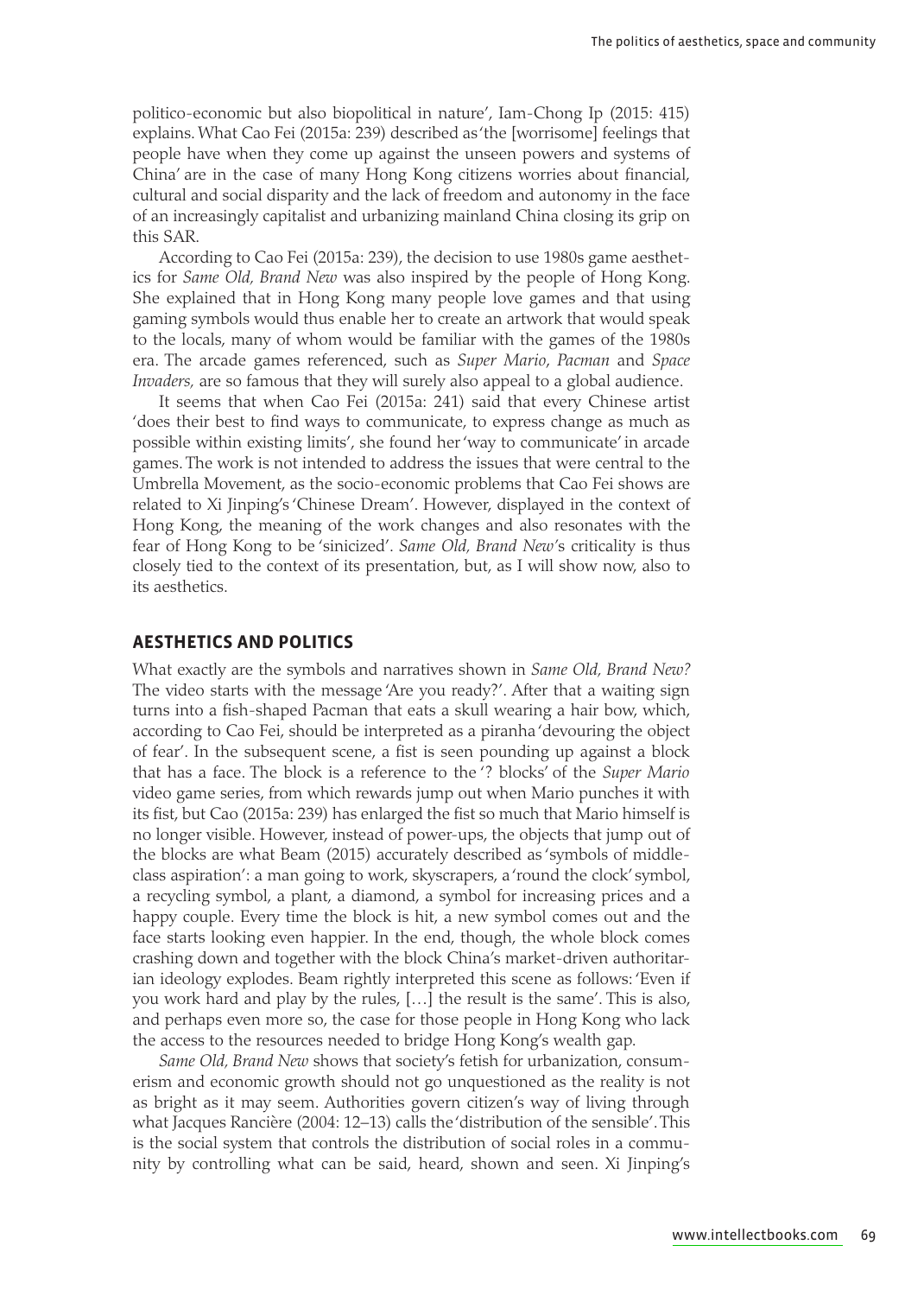politico-economic but also biopolitical in nature', Iam-Chong Ip (2015: 415) explains. What Cao Fei (2015a: 239) described as 'the [worrisome] feelings that people have when they come up against the unseen powers and systems of China' are in the case of many Hong Kong citizens worries about financial, cultural and social disparity and the lack of freedom and autonomy in the face of an increasingly capitalist and urbanizing mainland China closing its grip on this SAR.

According to Cao Fei (2015a: 239), the decision to use 1980s game aesthetics for *Same Old, Brand New* was also inspired by the people of Hong Kong. She explained that in Hong Kong many people love games and that using gaming symbols would thus enable her to create an artwork that would speak to the locals, many of whom would be familiar with the games of the 1980s era. The arcade games referenced, such as *Super Mario*, *Pacman* and *Space Invaders,* are so famous that they will surely also appeal to a global audience.

It seems that when Cao Fei (2015a: 241) said that every Chinese artist 'does their best to find ways to communicate, to express change as much as possible within existing limits', she found her 'way to communicate' in arcade games. The work is not intended to address the issues that were central to the Umbrella Movement, as the socio-economic problems that Cao Fei shows are related to Xi Jinping's 'Chinese Dream'. However, displayed in the context of Hong Kong, the meaning of the work changes and also resonates with the fear of Hong Kong to be 'sinicized'. *Same Old, Brand New*'s criticality is thus closely tied to the context of its presentation, but, as I will show now, also to its aesthetics.

## AESTHETICS AND POLITICS

What exactly are the symbols and narratives shown in *Same Old, Brand New?* The video starts with the message 'Are you ready?'. After that a waiting sign turns into a fish-shaped Pacman that eats a skull wearing a hair bow, which, according to Cao Fei, should be interpreted as a piranha 'devouring the object of fear'. In the subsequent scene, a fist is seen pounding up against a block that has a face. The block is a reference to the '? blocks' of the *Super Mario* video game series, from which rewards jump out when Mario punches it with its fist, but Cao (2015a: 239) has enlarged the fist so much that Mario himself is no longer visible. However, instead of power-ups, the objects that jump out of the blocks are what Beam (2015) accurately described as 'symbols of middle-class aspiration': a man going to work, skyscrapers, a 'round the clock' symbol, a recycling symbol, a plant, a diamond, a symbol for increasing prices and a happy couple. Every time the block is hit, a new symbol comes out and the face starts looking even happier. In the end, though, the whole block comes crashing down and together with the block China's market-driven authoritarian ideology explodes. Beam rightly interpreted this scene as follows: 'Even if you work hard and play by the rules, […] the result is the same'. This is also, and perhaps even more so, the case for those people in Hong Kong who lack the access to the resources needed to bridge Hong Kong's wealth gap.

*Same Old, Brand New* shows that society's fetish for urbanization, consumerism and economic growth should not go unquestioned as the reality is not as bright as it may seem. Authorities govern citizen's way of living through what Jacques Rancière (2004: 12–13) calls the 'distribution of the sensible'. This is the social system that controls the distribution of social roles in a community by controlling what can be said, heard, shown and seen. Xi Jinping's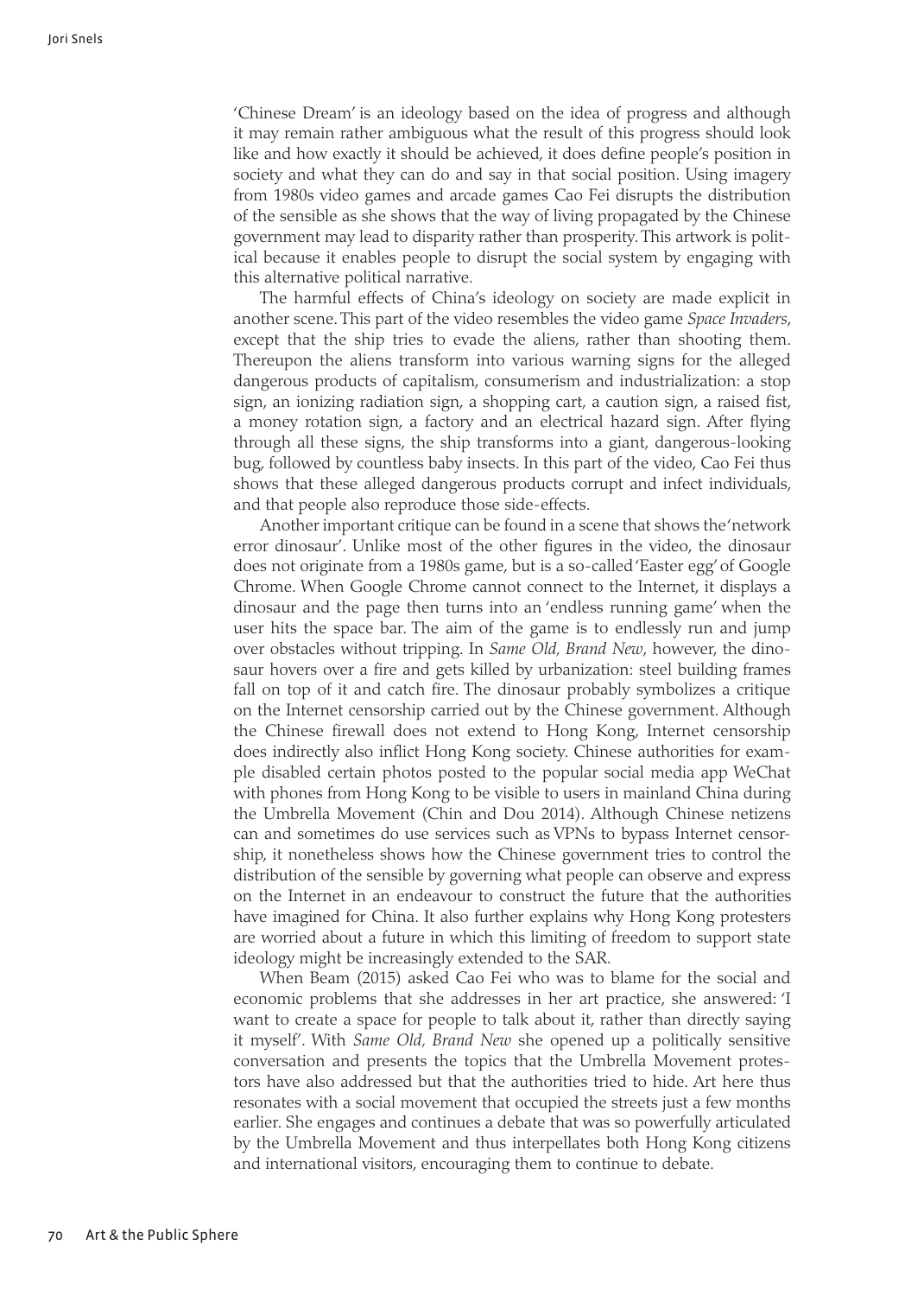'Chinese Dream' is an ideology based on the idea of progress and although it may remain rather ambiguous what the result of this progress should look like and how exactly it should be achieved, it does define people's position in society and what they can do and say in that social position. Using imagery from 1980s video games and arcade games Cao Fei disrupts the distribution of the sensible as she shows that the way of living propagated by the Chinese government may lead to disparity rather than prosperity. This artwork is political because it enables people to disrupt the social system by engaging with this alternative political narrative.

The harmful effects of China's ideology on society are made explicit in another scene. This part of the video resembles the video game *Space Invaders*, except that the ship tries to evade the aliens, rather than shooting them. Thereupon the aliens transform into various warning signs for the alleged dangerous products of capitalism, consumerism and industrialization: a stop sign, an ionizing radiation sign, a shopping cart, a caution sign, a raised fist, a money rotation sign, a factory and an electrical hazard sign. After flying through all these signs, the ship transforms into a giant, dangerous-looking bug, followed by countless baby insects. In this part of the video, Cao Fei thus shows that these alleged dangerous products corrupt and infect individuals, and that people also reproduce those side-effects.

Another important critique can be found in a scene that shows the 'network error dinosaur'. Unlike most of the other figures in the video, the dinosaur does not originate from a 1980s game, but is a so-called 'Easter egg' of Google Chrome. When Google Chrome cannot connect to the Internet, it displays a dinosaur and the page then turns into an 'endless running game' when the user hits the space bar. The aim of the game is to endlessly run and jump over obstacles without tripping. In *Same Old, Brand New*, however, the dinosaur hovers over a fire and gets killed by urbanization: steel building frames fall on top of it and catch fire. The dinosaur probably symbolizes a critique on the Internet censorship carried out by the Chinese government. Although the Chinese firewall does not extend to Hong Kong, Internet censorship does indirectly also inflict Hong Kong society. Chinese authorities for example disabled certain photos posted to the popular social media app WeChat with phones from Hong Kong to be visible to users in mainland China during the Umbrella Movement (Chin and Dou 2014). Although Chinese netizens can and sometimes do use services such as VPNs to bypass Internet censorship, it nonetheless shows how the Chinese government tries to control the distribution of the sensible by governing what people can observe and express on the Internet in an endeavour to construct the future that the authorities have imagined for China. It also further explains why Hong Kong protesters are worried about a future in which this limiting of freedom to support state ideology might be increasingly extended to the SAR.

When Beam (2015) asked Cao Fei who was to blame for the social and economic problems that she addresses in her art practice, she answered: 'I want to create a space for people to talk about it, rather than directly saying it myself'. With *Same Old, Brand New* she opened up a politically sensitive conversation and presents the topics that the Umbrella Movement protestors have also addressed but that the authorities tried to hide. Art here thus resonates with a social movement that occupied the streets just a few months earlier. She engages and continues a debate that was so powerfully articulated by the Umbrella Movement and thus interpellates both Hong Kong citizens and international visitors, encouraging them to continue to debate.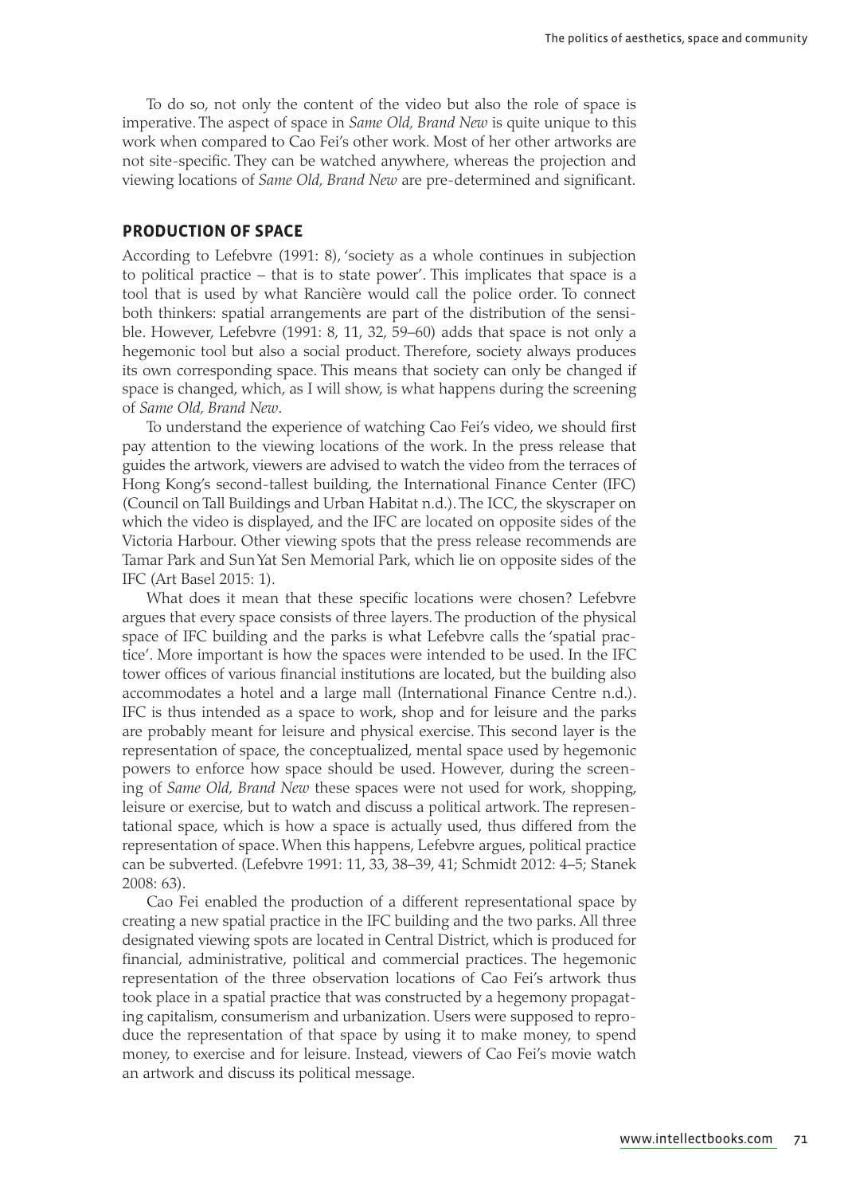To do so, not only the content of the video but also the role of space is imperative. The aspect of space in *Same Old, Brand New* is quite unique to this work when compared to Cao Fei's other work. Most of her other artworks are not site-specific. They can be watched anywhere, whereas the projection and viewing locations of *Same Old, Brand New* are pre-determined and significant.

## PRODUCTION OF SPACE

According to Lefebvre (1991: 8), 'society as a whole continues in subjection to political practice – that is to state power'. This implicates that space is a tool that is used by what Rancière would call the police order. To connect both thinkers: spatial arrangements are part of the distribution of the sensible. However, Lefebvre (1991: 8, 11, 32, 59–60) adds that space is not only a hegemonic tool but also a social product. Therefore, society always produces its own corresponding space. This means that society can only be changed if space is changed, which, as I will show, is what happens during the screening of *Same Old, Brand New*.

To understand the experience of watching Cao Fei's video, we should first pay attention to the viewing locations of the work. In the press release that guides the artwork, viewers are advised to watch the video from the terraces of Hong Kong's second-tallest building, the International Finance Center (IFC) (Council on Tall Buildings and Urban Habitat n.d.). The ICC, the skyscraper on which the video is displayed, and the IFC are located on opposite sides of the Victoria Harbour. Other viewing spots that the press release recommends are Tamar Park and Sun Yat Sen Memorial Park, which lie on opposite sides of the IFC (Art Basel 2015: 1).

What does it mean that these specific locations were chosen? Lefebvre argues that every space consists of three layers. The production of the physical space of IFC building and the parks is what Lefebvre calls the 'spatial practice'. More important is how the spaces were intended to be used. In the IFC tower offices of various financial institutions are located, but the building also accommodates a hotel and a large mall (International Finance Centre n.d.). IFC is thus intended as a space to work, shop and for leisure and the parks are probably meant for leisure and physical exercise. This second layer is the representation of space, the conceptualized, mental space used by hegemonic powers to enforce how space should be used. However, during the screening of *Same Old, Brand New* these spaces were not used for work, shopping, leisure or exercise, but to watch and discuss a political artwork. The representational space, which is how a space is actually used, thus differed from the representation of space. When this happens, Lefebvre argues, political practice can be subverted. (Lefebvre 1991: 11, 33, 38–39, 41; Schmidt 2012: 4–5; Stanek 2008: 63).

Cao Fei enabled the production of a different representational space by creating a new spatial practice in the IFC building and the two parks. All three designated viewing spots are located in Central District, which is produced for financial, administrative, political and commercial practices. The hegemonic representation of the three observation locations of Cao Fei's artwork thus took place in a spatial practice that was constructed by a hegemony propagating capitalism, consumerism and urbanization. Users were supposed to reproduce the representation of that space by using it to make money, to spend money, to exercise and for leisure. Instead, viewers of Cao Fei's movie watch an artwork and discuss its political message.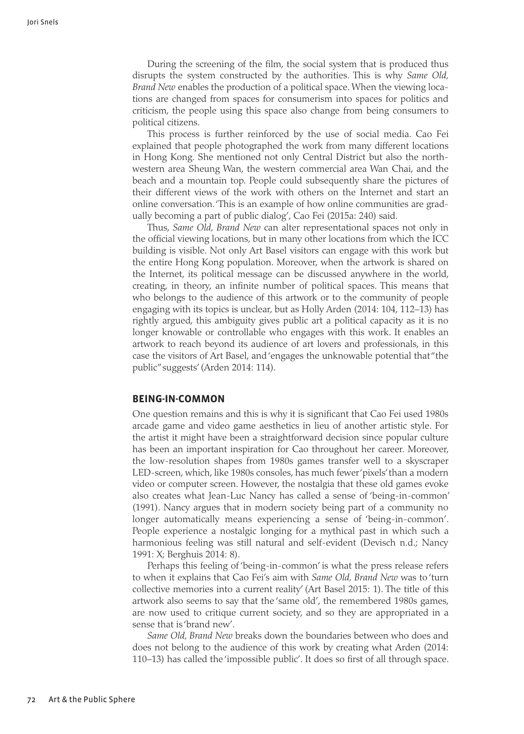During the screening of the film, the social system that is produced thus disrupts the system constructed by the authorities. This is why *Same Old, Brand New* enables the production of a political space. When the viewing locations are changed from spaces for consumerism into spaces for politics and criticism, the people using this space also change from being consumers to political citizens.

This process is further reinforced by the use of social media. Cao Fei explained that people photographed the work from many different locations in Hong Kong. She mentioned not only Central District but also the north-western area Sheung Wan, the western commercial area Wan Chai, and the beach and a mountain top. People could subsequently share the pictures of their different views of the work with others on the Internet and start an online conversation. 'This is an example of how online communities are gradually becoming a part of public dialog', Cao Fei (2015a: 240) said.

Thus, *Same Old, Brand New* can alter representational spaces not only in the official viewing locations, but in many other locations from which the ICC building is visible. Not only Art Basel visitors can engage with this work but the entire Hong Kong population. Moreover, when the artwork is shared on the Internet, its political message can be discussed anywhere in the world, creating, in theory, an infinite number of political spaces. This means that who belongs to the audience of this artwork or to the community of people engaging with its topics is unclear, but as Holly Arden (2014: 104, 112–13) has rightly argued, this ambiguity gives public art a political capacity as it is no longer knowable or controllable who engages with this work. It enables an artwork to reach beyond its audience of art lovers and professionals, in this case the visitors of Art Basel, and 'engages the unknowable potential that "the public" suggests' (Arden 2014: 114).

## BEING-IN-COMMON

One question remains and this is why it is significant that Cao Fei used 1980s arcade game and video game aesthetics in lieu of another artistic style. For the artist it might have been a straightforward decision since popular culture has been an important inspiration for Cao throughout her career. Moreover, the low-resolution shapes from 1980s games transfer well to a skyscraper LED-screen, which, like 1980s consoles, has much fewer 'pixels' than a modern video or computer screen. However, the nostalgia that these old games evoke also creates what Jean-Luc Nancy has called a sense of 'being-in-common' (1991). Nancy argues that in modern society being part of a community no longer automatically means experiencing a sense of 'being-in-common'. People experience a nostalgic longing for a mythical past in which such a harmonious feeling was still natural and self-evident (Devisch n.d.; Nancy 1991: X; Berghuis 2014: 8).

Perhaps this feeling of 'being-in-common' is what the press release refers to when it explains that Cao Fei's aim with *Same Old, Brand New* was to 'turn collective memories into a current reality' (Art Basel 2015: 1). The title of this artwork also seems to say that the 'same old', the remembered 1980s games, are now used to critique current society, and so they are appropriated in a sense that is 'brand new'.

*Same Old, Brand New* breaks down the boundaries between who does and does not belong to the audience of this work by creating what Arden (2014: 110–13) has called the 'impossible public'. It does so first of all through space.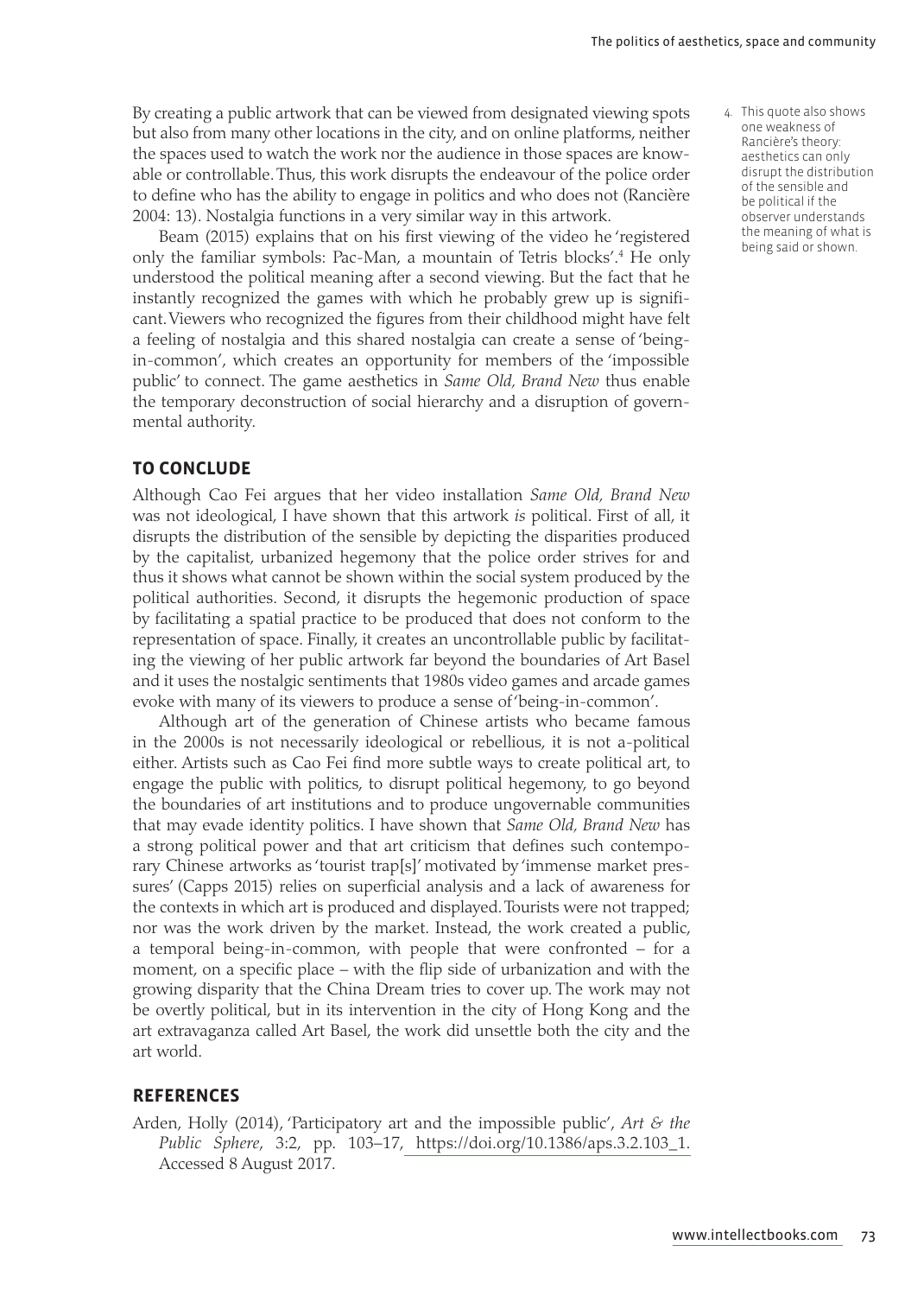By creating a public artwork that can be viewed from designated viewing spots but also from many other locations in the city, and on online platforms, neither the spaces used to watch the work nor the audience in those spaces are knowable or controllable. Thus, this work disrupts the endeavour of the police order to define who has the ability to engage in politics and who does not (Rancière 2004: 13). Nostalgia functions in a very similar way in this artwork.

Beam (2015) explains that on his first viewing of the video he 'registered only the familiar symbols: Pac-Man, a mountain of Tetris blocks'.[4] He only understood the political meaning after a second viewing. But the fact that he instantly recognized the games with which he probably grew up is significant. Viewers who recognized the figures from their childhood might have felt a feeling of nostalgia and this shared nostalgia can create a sense of 'being-in-common', which creates an opportunity for members of the 'impossible public' to connect. The game aesthetics in *Same Old, Brand New* thus enable the temporary deconstruction of social hierarchy and a disruption of governmental authority.

4. This quote also shows one weakness of Rancière's theory: aesthetics can only disrupt the distribution of the sensible and be political if the observer understands the meaning of what is being said or shown.

## TO CONCLUDE

Although Cao Fei argues that her video installation *Same Old, Brand New* was not ideological, I have shown that this artwork *is* political. First of all, it disrupts the distribution of the sensible by depicting the disparities produced by the capitalist, urbanized hegemony that the police order strives for and thus it shows what cannot be shown within the social system produced by the political authorities. Second, it disrupts the hegemonic production of space by facilitating a spatial practice to be produced that does not conform to the representation of space. Finally, it creates an uncontrollable public by facilitating the viewing of her public artwork far beyond the boundaries of Art Basel and it uses the nostalgic sentiments that 1980s video games and arcade games evoke with many of its viewers to produce a sense of 'being-in-common'.

Although art of the generation of Chinese artists who became famous in the 2000s is not necessarily ideological or rebellious, it is not a-political either. Artists such as Cao Fei find more subtle ways to create political art, to engage the public with politics, to disrupt political hegemony, to go beyond the boundaries of art institutions and to produce ungovernable communities that may evade identity politics. I have shown that *Same Old, Brand New* has a strong political power and that art criticism that defines such contemporary Chinese artworks as 'tourist trap[s]' motivated by 'immense market pressures' (Capps 2015) relies on superficial analysis and a lack of awareness for the contexts in which art is produced and displayed. Tourists were not trapped; nor was the work driven by the market. Instead, the work created a public, a temporal being-in-common, with people that were confronted – for a moment, on a specific place – with the flip side of urbanization and with the growing disparity that the China Dream tries to cover up. The work may not be overtly political, but in its intervention in the city of Hong Kong and the art extravaganza called Art Basel, the work did unsettle both the city and the art world.

## REFERENCES

Arden, Holly (2014), 'Participatory art and the impossible public', *Art & the Public Sphere*, 3:2, pp. 103–17, https://doi.org/10.1386/aps.3.2.103_1. Accessed 8 August 2017.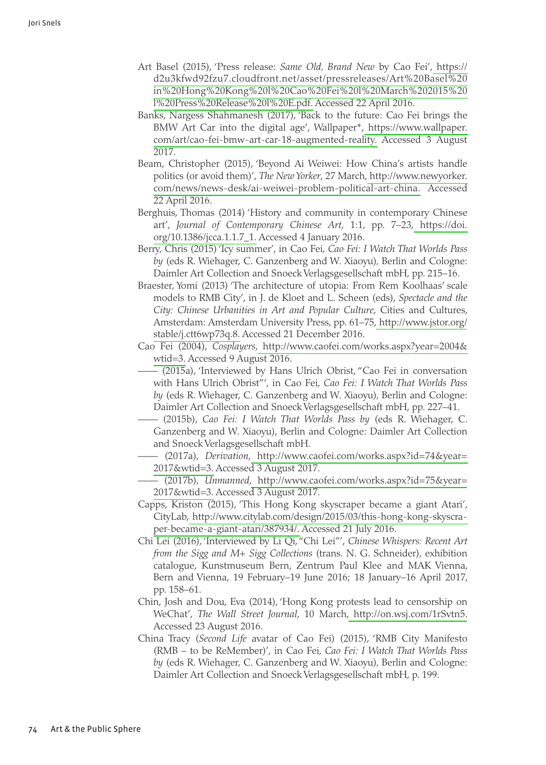Art Basel (2015), 'Press release: *Same Old, Brand New* by Cao Fei', https://d2u3kfwd92fzu7.cloudfront.net/asset/pressreleases/Art%20Basel%20in%20Hong%20Kong%20l%20Cao%20Fei%20l%20March%202015%20l%20Press%20Release%20l%20E.pdf. Accessed 22 April 2016.

Banks, Nargess Shahmanesh (2017), 'Back to the future: Cao Fei brings the BMW Art Car into the digital age', Wallpaper*, https://www.wallpaper.com/art/cao-fei-bmw-art-car-18-augmented-reality. Accessed 3 August 2017.

Beam, Christopher (2015), 'Beyond Ai Weiwei: How China's artists handle politics (or avoid them)', *The New Yorker*, 27 March, http://www.newyorker.com/news/news-desk/ai-weiwei-problem-political-art-china. Accessed 22 April 2016.

Berghuis, Thomas (2014) 'History and community in contemporary Chinese art', *Journal of Contemporary Chinese Art*, 1:1, pp. 7–23, https://doi.org/10.1386/jcca.1.1.7_1. Accessed 4 January 2016.

Berry, Chris (2015) 'Icy summer', in Cao Fei, *Cao Fei: I Watch That Worlds Pass by* (eds R. Wiehager, C. Ganzenberg and W. Xiaoyu), Berlin and Cologne: Daimler Art Collection and Snoeck Verlagsgesellschaft mbH, pp. 215–16.

Braester, Yomi (2013) 'The architecture of utopia: From Rem Koolhaas' scale models to RMB City', in J. de Kloet and L. Scheen (eds), *Spectacle and the City: Chinese Urbanities in Art and Popular Culture*, Cities and Cultures, Amsterdam: Amsterdam University Press, pp. 61–75, http://www.jstor.org/stable/j.ctt6wp73q.8. Accessed 21 December 2016.

Cao Fei (2004), *Cosplayers*, http://www.caofei.com/works.aspx?year=2004&wtid=3. Accessed 9 August 2016.

—— (2015a), 'Interviewed by Hans Ulrich Obrist, "Cao Fei in conversation with Hans Ulrich Obrist"', in Cao Fei, *Cao Fei: I Watch That Worlds Pass by* (eds R. Wiehager, C. Ganzenberg and W. Xiaoyu), Berlin and Cologne: Daimler Art Collection and Snoeck Verlagsgesellschaft mbH, pp. 227–41.

—— (2015b), *Cao Fei: I Watch That Worlds Pass by* (eds R. Wiehager, C. Ganzenberg and W. Xiaoyu), Berlin and Cologne: Daimler Art Collection and Snoeck Verlagsgesellschaft mbH.

—— (2017a), *Derivation*, http://www.caofei.com/works.aspx?id=74&year=2017&wtid=3. Accessed 3 August 2017.

—— (2017b), *Unmanned*, http://www.caofei.com/works.aspx?id=75&year=2017&wtid=3. Accessed 3 August 2017.

Capps, Kriston (2015), 'This Hong Kong skyscraper became a giant Atari', CityLab, http://www.citylab.com/design/2015/03/this-hong-kong-skyscraper-became-a-giant-atari/387934/. Accessed 21 July 2016.

Chi Lei (2016), 'Interviewed by Li Qi, "Chi Lei"', *Chinese Whispers: Recent Art from the Sigg and M+ Sigg Collections* (trans. N. G. Schneider), exhibition catalogue, Kunstmuseum Bern, Zentrum Paul Klee and MAK Vienna, Bern and Vienna, 19 February–19 June 2016; 18 January–16 April 2017, pp. 158–61.

Chin, Josh and Dou, Eva (2014), 'Hong Kong protests lead to censorship on WeChat', *The Wall Street Journal*, 10 March, http://on.wsj.com/1rSvtn5. Accessed 23 August 2016.

China Tracy (*Second Life* avatar of Cao Fei) (2015), 'RMB City Manifesto (RMB – to be ReMember)', in Cao Fei, *Cao Fei: I Watch That Worlds Pass by* (eds R. Wiehager, C. Ganzenberg and W. Xiaoyu), Berlin and Cologne: Daimler Art Collection and Snoeck Verlagsgesellschaft mbH, p. 199.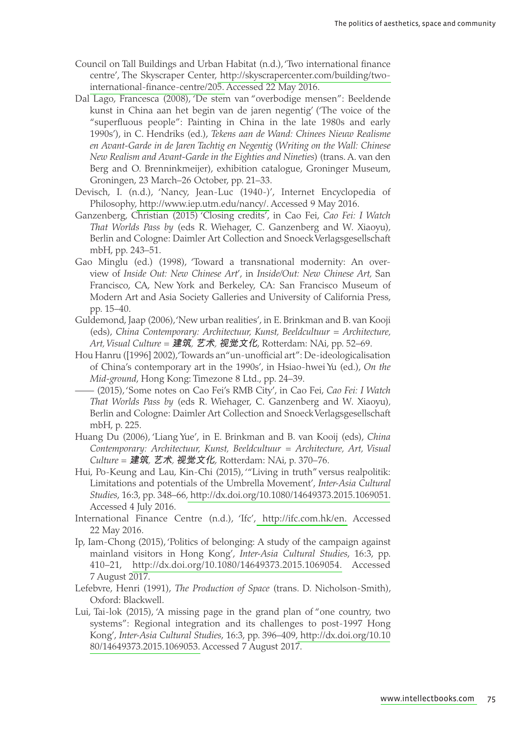Council on Tall Buildings and Urban Habitat (n.d.), 'Two international finance centre', The Skyscraper Center, http://skyscrapercenter.com/building/two-international-finance-centre/205. Accessed 22 May 2016.

Dal Lago, Francesca (2008), 'De stem van "overbodige mensen": Beeldende kunst in China aan het begin van de jaren negentig' ('The voice of the "superfluous people": Painting in China in the late 1980s and early 1990s'), in C. Hendriks (ed.), *Tekens aan de Wand: Chinees Nieuw Realisme en Avant-Garde in de Jaren Tachtig en Negentig* (*Writing on the Wall: Chinese New Realism and Avant-Garde in the Eighties and Nineties*) (trans. A. van den Berg and O. Brenninkmeijer), exhibition catalogue, Groninger Museum, Groningen, 23 March–26 October, pp. 21–33.

Devisch, I. (n.d.), 'Nancy, Jean-Luc (1940-)', Internet Encyclopedia of Philosophy, http://www.iep.utm.edu/nancy/. Accessed 9 May 2016.

Ganzenberg, Christian (2015) 'Closing credits', in Cao Fei, *Cao Fei: I Watch That Worlds Pass by* (eds R. Wiehager, C. Ganzenberg and W. Xiaoyu), Berlin and Cologne: Daimler Art Collection and Snoeck Verlagsgesellschaft mbH, pp. 243–51.

Gao Minglu (ed.) (1998), 'Toward a transnational modernity: An overview of *Inside Out: New Chinese Art*', in *Inside/Out: New Chinese Art,* San Francisco, CA, New York and Berkeley, CA: San Francisco Museum of Modern Art and Asia Society Galleries and University of California Press, pp. 15–40.

Guldemond, Jaap (2006), 'New urban realities', in E. Brinkman and B. van Kooji (eds), *China Contemporary: Architectuur, Kunst, Beeldcultuur = Architecture, Art, Visual Culture = 建筑, 艺术, 视觉文化*, Rotterdam: NAi, pp. 52–69.

Hou Hanru ([1996] 2002), 'Towards an "un-unofficial art": De-ideologicalisation of China's contemporary art in the 1990s', in Hsiao-hwei Yu (ed.), *On the Mid-ground*, Hong Kong: Timezone 8 Ltd., pp. 24–39.

—— (2015), 'Some notes on Cao Fei's RMB City', in Cao Fei, *Cao Fei: I Watch That Worlds Pass by* (eds R. Wiehager, C. Ganzenberg and W. Xiaoyu), Berlin and Cologne: Daimler Art Collection and Snoeck Verlagsgesellschaft mbH, p. 225.

Huang Du (2006), 'Liang Yue', in E. Brinkman and B. van Kooij (eds), *China Contemporary: Architectuur, Kunst, Beeldcultuur = Architecture, Art, Visual Culture = 建筑, 艺术, 视觉文化*, Rotterdam: NAi, p. 370–76.

Hui, Po-Keung and Lau, Kin-Chi (2015), '"Living in truth" versus realpolitik: Limitations and potentials of the Umbrella Movement', *Inter-Asia Cultural Studies*, 16:3, pp. 348–66, http://dx.doi.org/10.1080/14649373.2015.1069051. Accessed 4 July 2016.

International Finance Centre (n.d.), 'Ifc', http://ifc.com.hk/en. Accessed 22 May 2016.

Ip, Iam-Chong (2015), 'Politics of belonging: A study of the campaign against mainland visitors in Hong Kong', *Inter-Asia Cultural Studies*, 16:3, pp. 410–21, http://dx.doi.org/10.1080/14649373.2015.1069054. Accessed 7 August 2017.

Lefebvre, Henri (1991), *The Production of Space* (trans. D. Nicholson-Smith), Oxford: Blackwell.

Lui, Tai-lok (2015), 'A missing page in the grand plan of "one country, two systems": Regional integration and its challenges to post-1997 Hong Kong', *Inter-Asia Cultural Studies*, 16:3, pp. 396–409, http://dx.doi.org/10.1080/14649373.2015.1069053. Accessed 7 August 2017.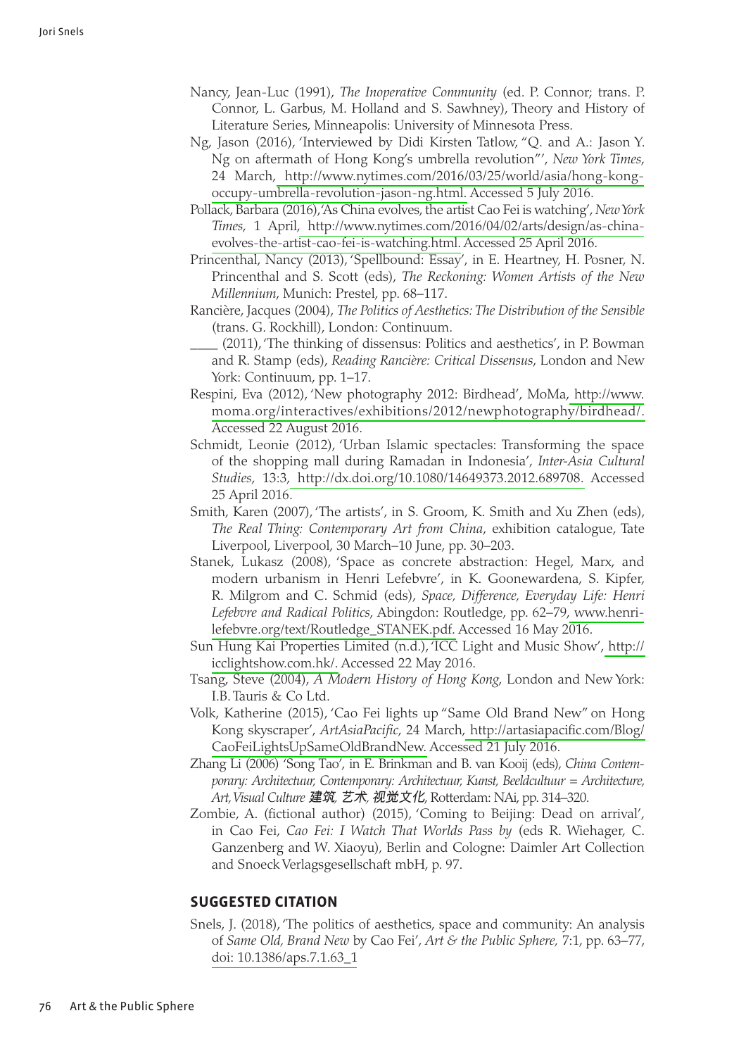Nancy, Jean-Luc (1991), *The Inoperative Community* (ed. P. Connor; trans. P. Connor, L. Garbus, M. Holland and S. Sawhney), Theory and History of Literature Series, Minneapolis: University of Minnesota Press.

Ng, Jason (2016), 'Interviewed by Didi Kirsten Tatlow, "Q. and A.: Jason Y. Ng on aftermath of Hong Kong's umbrella revolution"', *New York Times*, 24 March, http://www.nytimes.com/2016/03/25/world/asia/hong-kong-occupy-umbrella-revolution-jason-ng.html. Accessed 5 July 2016.

Pollack, Barbara (2016), 'As China evolves, the artist Cao Fei is watching', *New York Times*, 1 April, http://www.nytimes.com/2016/04/02/arts/design/as-china-evolves-the-artist-cao-fei-is-watching.html. Accessed 25 April 2016.

Princenthal, Nancy (2013), 'Spellbound: Essay', in E. Heartney, H. Posner, N. Princenthal and S. Scott (eds), *The Reckoning: Women Artists of the New Millennium*, Munich: Prestel, pp. 68–117.

Rancière, Jacques (2004), *The Politics of Aesthetics: The Distribution of the Sensible* (trans. G. Rockhill), London: Continuum.

____ (2011), 'The thinking of dissensus: Politics and aesthetics', in P. Bowman and R. Stamp (eds), *Reading Rancière: Critical Dissensus*, London and New York: Continuum, pp. 1–17.

Respini, Eva (2012), 'New photography 2012: Birdhead', MoMa, http://www.moma.org/interactives/exhibitions/2012/newphotography/birdhead/. Accessed 22 August 2016.

Schmidt, Leonie (2012), 'Urban Islamic spectacles: Transforming the space of the shopping mall during Ramadan in Indonesia', *Inter-Asia Cultural Studies*, 13:3, http://dx.doi.org/10.1080/14649373.2012.689708. Accessed 25 April 2016.

Smith, Karen (2007), 'The artists', in S. Groom, K. Smith and Xu Zhen (eds), *The Real Thing: Contemporary Art from China*, exhibition catalogue, Tate Liverpool, Liverpool, 30 March–10 June, pp. 30–203.

Stanek, Lukasz (2008), 'Space as concrete abstraction: Hegel, Marx, and modern urbanism in Henri Lefebvre', in K. Goonewardena, S. Kipfer, R. Milgrom and C. Schmid (eds), *Space, Difference, Everyday Life: Henri Lefebvre and Radical Politics*, Abingdon: Routledge, pp. 62–79, www.henri-lefebvre.org/text/Routledge_STANEK.pdf. Accessed 16 May 2016.

Sun Hung Kai Properties Limited (n.d.), 'ICC Light and Music Show', http://icclightshow.com.hk/. Accessed 22 May 2016.

Tsang, Steve (2004), *A Modern History of Hong Kong*, London and New York: I.B. Tauris & Co Ltd.

Volk, Katherine (2015), 'Cao Fei lights up "Same Old Brand New" on Hong Kong skyscraper', *ArtAsiaPacific*, 24 March, http://artasiapacific.com/Blog/CaoFeiLightsUpSameOldBrandNew. Accessed 21 July 2016.

Zhang Li (2006) 'Song Tao', in E. Brinkman and B. van Kooij (eds), *China Contemporary: Architectuur, Contemporary: Architectuur, Kunst, Beeldcultuur = Architecture, Art, Visual Culture 建筑, 艺术, 视觉文化*, Rotterdam: NAi, pp. 314–320.

Zombie, A. (fictional author) (2015), 'Coming to Beijing: Dead on arrival', in Cao Fei, *Cao Fei: I Watch That Worlds Pass by* (eds R. Wiehager, C. Ganzenberg and W. Xiaoyu), Berlin and Cologne: Daimler Art Collection and Snoeck Verlagsgesellschaft mbH, p. 97.

## SUGGESTED CITATION

Snels, J. (2018), 'The politics of aesthetics, space and community: An analysis of *Same Old, Brand New* by Cao Fei', *Art & the Public Sphere*, 7:1, pp. 63–77, doi: 10.1386/aps.7.1.63_1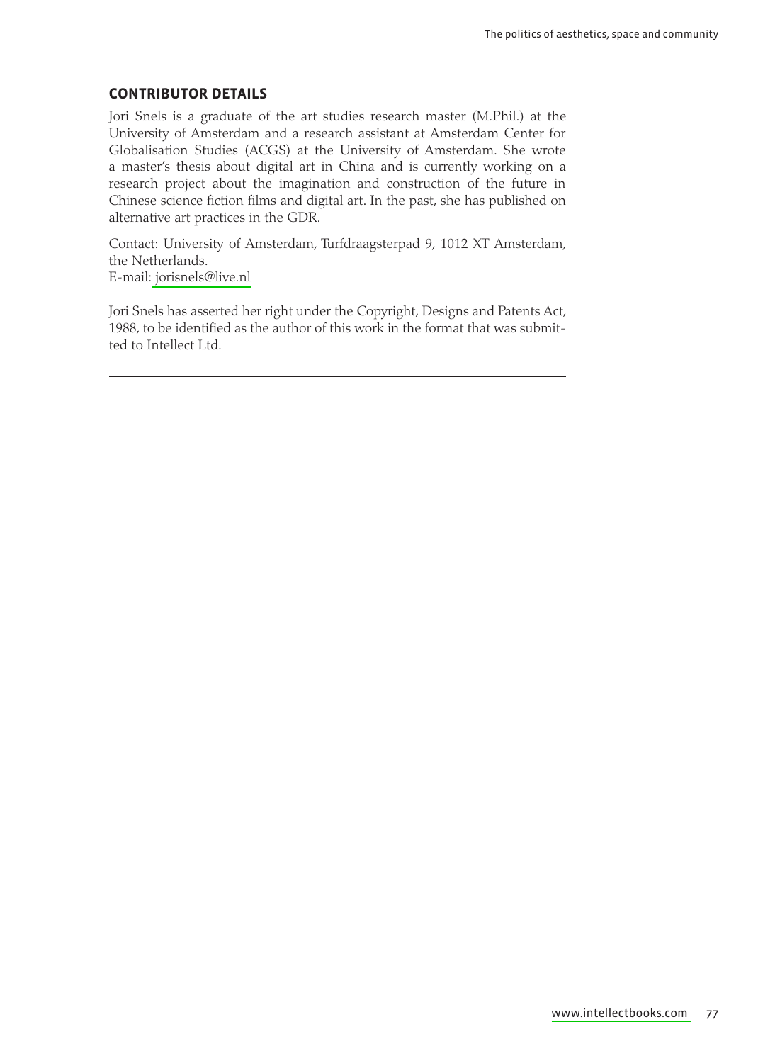## CONTRIBUTOR DETAILS

Jori Snels is a graduate of the art studies research master (M.Phil.) at the University of Amsterdam and a research assistant at Amsterdam Center for Globalisation Studies (ACGS) at the University of Amsterdam. She wrote a master's thesis about digital art in China and is currently working on a research project about the imagination and construction of the future in Chinese science fiction films and digital art. In the past, she has published on alternative art practices in the GDR.

Contact: University of Amsterdam, Turfdraagsterpad 9, 1012 XT Amsterdam, the Netherlands.
E-mail: jorisnels@live.nl

Jori Snels has asserted her right under the Copyright, Designs and Patents Act, 1988, to be identified as the author of this work in the format that was submitted to Intellect Ltd.